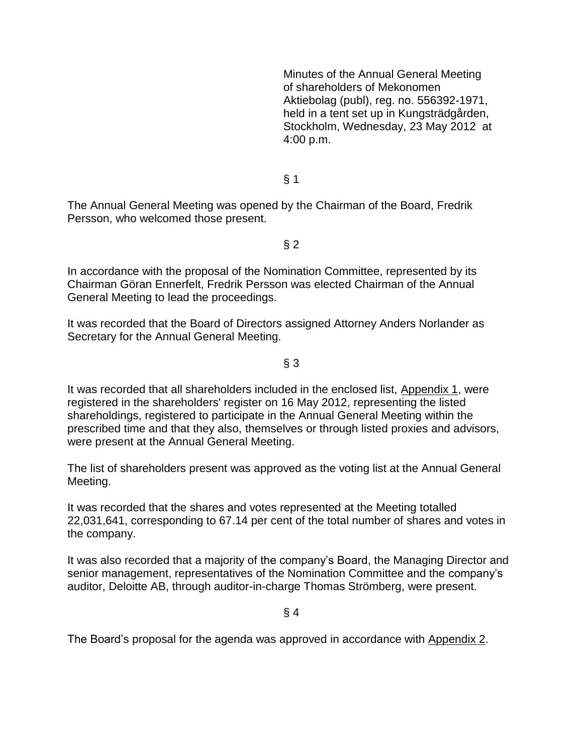Minutes of the Annual General Meeting of shareholders of Mekonomen Aktiebolag (publ), reg. no. 556392-1971, held in a tent set up in Kungsträdgården, Stockholm, Wednesday, 23 May 2012 at 4:00 p.m.

§ 1

The Annual General Meeting was opened by the Chairman of the Board, Fredrik Persson, who welcomed those present.

§ 2

In accordance with the proposal of the Nomination Committee, represented by its Chairman Göran Ennerfelt, Fredrik Persson was elected Chairman of the Annual General Meeting to lead the proceedings.

It was recorded that the Board of Directors assigned Attorney Anders Norlander as Secretary for the Annual General Meeting.

§ 3

It was recorded that all shareholders included in the enclosed list, Appendix 1, were registered in the shareholders' register on 16 May 2012, representing the listed shareholdings, registered to participate in the Annual General Meeting within the prescribed time and that they also, themselves or through listed proxies and advisors, were present at the Annual General Meeting.

The list of shareholders present was approved as the voting list at the Annual General Meeting.

It was recorded that the shares and votes represented at the Meeting totalled 22,031,641, corresponding to 67.14 per cent of the total number of shares and votes in the company.

It was also recorded that a majority of the company's Board, the Managing Director and senior management, representatives of the Nomination Committee and the company's auditor, Deloitte AB, through auditor-in-charge Thomas Strömberg, were present.

§ 4

The Board's proposal for the agenda was approved in accordance with Appendix 2.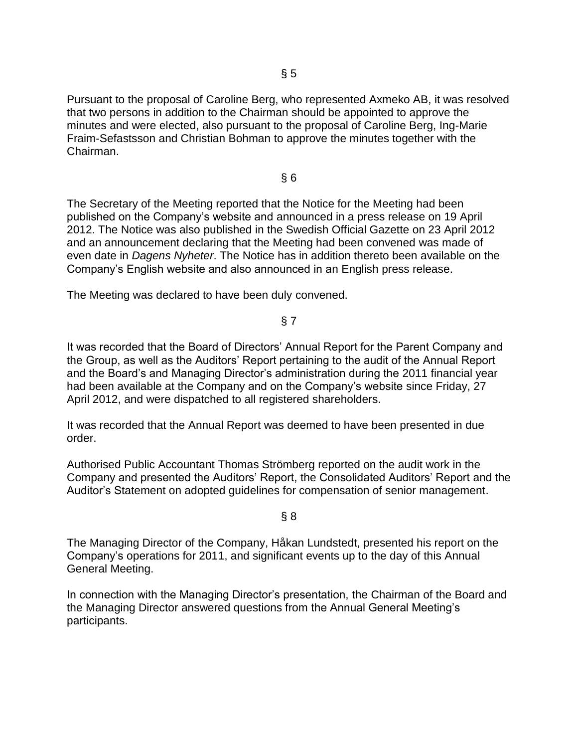§ 5

Pursuant to the proposal of Caroline Berg, who represented Axmeko AB, it was resolved that two persons in addition to the Chairman should be appointed to approve the minutes and were elected, also pursuant to the proposal of Caroline Berg, Ing-Marie Fraim-Sefastsson and Christian Bohman to approve the minutes together with the Chairman.

§ 6

The Secretary of the Meeting reported that the Notice for the Meeting had been published on the Company's website and announced in a press release on 19 April 2012. The Notice was also published in the Swedish Official Gazette on 23 April 2012 and an announcement declaring that the Meeting had been convened was made of even date in *Dagens Nyheter*. The Notice has in addition thereto been available on the Company's English website and also announced in an English press release.

The Meeting was declared to have been duly convened.

§ 7

It was recorded that the Board of Directors' Annual Report for the Parent Company and the Group, as well as the Auditors' Report pertaining to the audit of the Annual Report and the Board's and Managing Director's administration during the 2011 financial year had been available at the Company and on the Company's website since Friday, 27 April 2012, and were dispatched to all registered shareholders.

It was recorded that the Annual Report was deemed to have been presented in due order.

Authorised Public Accountant Thomas Strömberg reported on the audit work in the Company and presented the Auditors' Report, the Consolidated Auditors' Report and the Auditor's Statement on adopted guidelines for compensation of senior management.

§ 8

The Managing Director of the Company, Håkan Lundstedt, presented his report on the Company's operations for 2011, and significant events up to the day of this Annual General Meeting.

In connection with the Managing Director's presentation, the Chairman of the Board and the Managing Director answered questions from the Annual General Meeting's participants.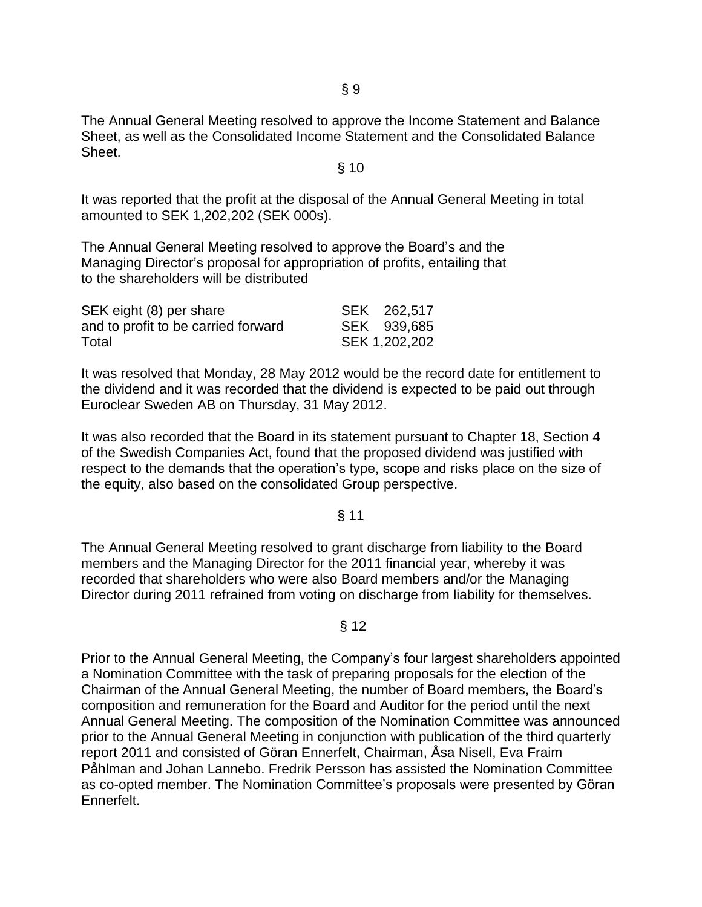§ 9

The Annual General Meeting resolved to approve the Income Statement and Balance Sheet, as well as the Consolidated Income Statement and the Consolidated Balance Sheet.

§ 10

It was reported that the profit at the disposal of the Annual General Meeting in total amounted to SEK 1,202,202 (SEK 000s).

The Annual General Meeting resolved to approve the Board's and the Managing Director's proposal for appropriation of profits, entailing that to the shareholders will be distributed

| | |
|---|---|
| SEK eight (8) per share | SEK 262,517 |
| and to profit to be carried forward | SEK 939,685 |
| Total | SEK 1,202,202 |

It was resolved that Monday, 28 May 2012 would be the record date for entitlement to the dividend and it was recorded that the dividend is expected to be paid out through Euroclear Sweden AB on Thursday, 31 May 2012.

It was also recorded that the Board in its statement pursuant to Chapter 18, Section 4 of the Swedish Companies Act, found that the proposed dividend was justified with respect to the demands that the operation's type, scope and risks place on the size of the equity, also based on the consolidated Group perspective.

§ 11

The Annual General Meeting resolved to grant discharge from liability to the Board members and the Managing Director for the 2011 financial year, whereby it was recorded that shareholders who were also Board members and/or the Managing Director during 2011 refrained from voting on discharge from liability for themselves.

§ 12

Prior to the Annual General Meeting, the Company's four largest shareholders appointed a Nomination Committee with the task of preparing proposals for the election of the Chairman of the Annual General Meeting, the number of Board members, the Board's composition and remuneration for the Board and Auditor for the period until the next Annual General Meeting. The composition of the Nomination Committee was announced prior to the Annual General Meeting in conjunction with publication of the third quarterly report 2011 and consisted of Göran Ennerfelt, Chairman, Åsa Nisell, Eva Fraim Påhlman and Johan Lannebo. Fredrik Persson has assisted the Nomination Committee as co-opted member. The Nomination Committee's proposals were presented by Göran Ennerfelt.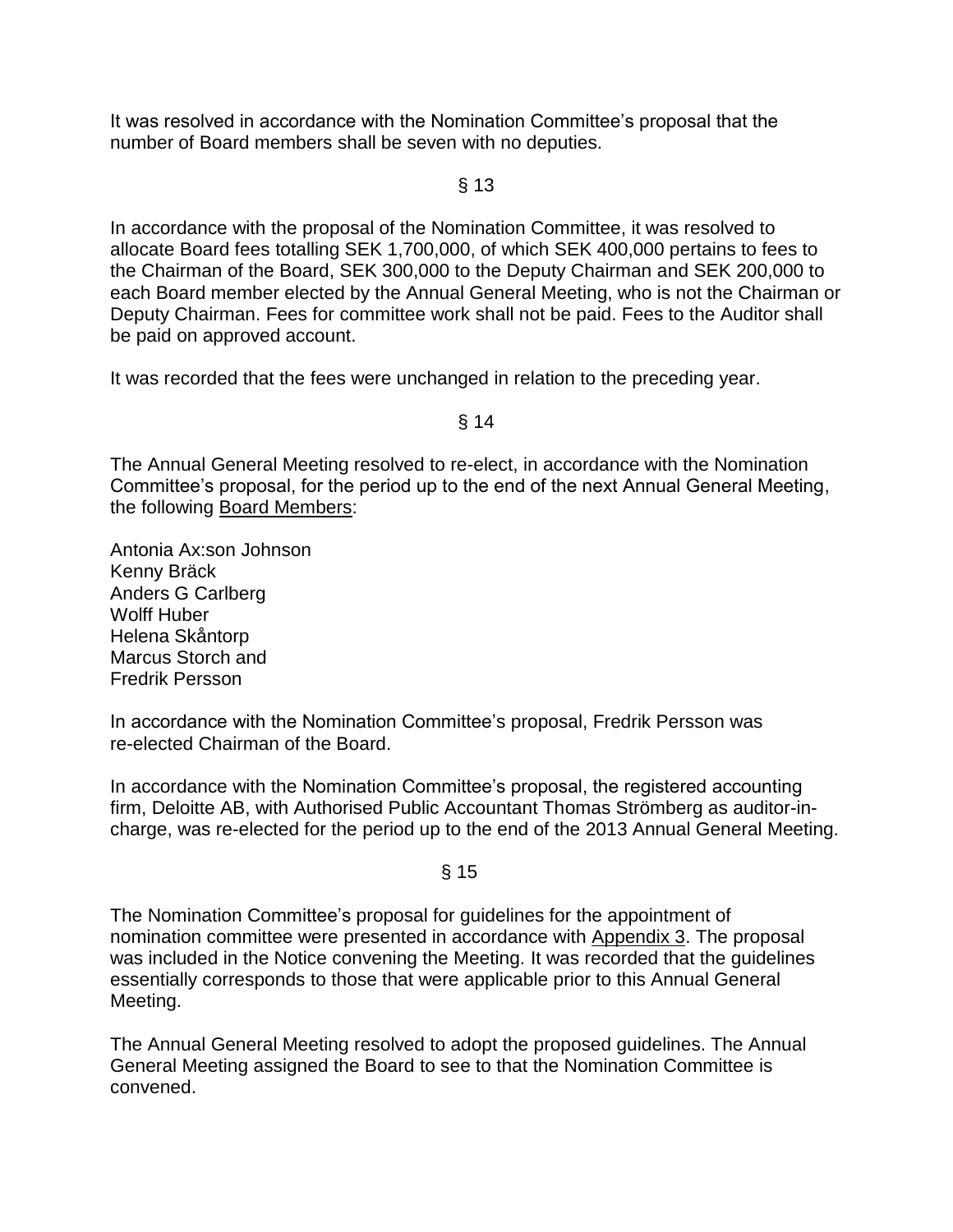It was resolved in accordance with the Nomination Committee's proposal that the number of Board members shall be seven with no deputies.

§ 13

In accordance with the proposal of the Nomination Committee, it was resolved to allocate Board fees totalling SEK 1,700,000, of which SEK 400,000 pertains to fees to the Chairman of the Board, SEK 300,000 to the Deputy Chairman and SEK 200,000 to each Board member elected by the Annual General Meeting, who is not the Chairman or Deputy Chairman. Fees for committee work shall not be paid. Fees to the Auditor shall be paid on approved account.

It was recorded that the fees were unchanged in relation to the preceding year.

§ 14

The Annual General Meeting resolved to re-elect, in accordance with the Nomination Committee's proposal, for the period up to the end of the next Annual General Meeting, the following Board Members:

Antonia Ax:son Johnson
Kenny Bräck
Anders G Carlberg
Wolff Huber
Helena Skåntorp
Marcus Storch and
Fredrik Persson

In accordance with the Nomination Committee's proposal, Fredrik Persson was re-elected Chairman of the Board.

In accordance with the Nomination Committee's proposal, the registered accounting firm, Deloitte AB, with Authorised Public Accountant Thomas Strömberg as auditor-in-charge, was re-elected for the period up to the end of the 2013 Annual General Meeting.

§ 15

The Nomination Committee's proposal for guidelines for the appointment of nomination committee were presented in accordance with Appendix 3. The proposal was included in the Notice convening the Meeting. It was recorded that the guidelines essentially corresponds to those that were applicable prior to this Annual General Meeting.

The Annual General Meeting resolved to adopt the proposed guidelines. The Annual General Meeting assigned the Board to see to that the Nomination Committee is convened.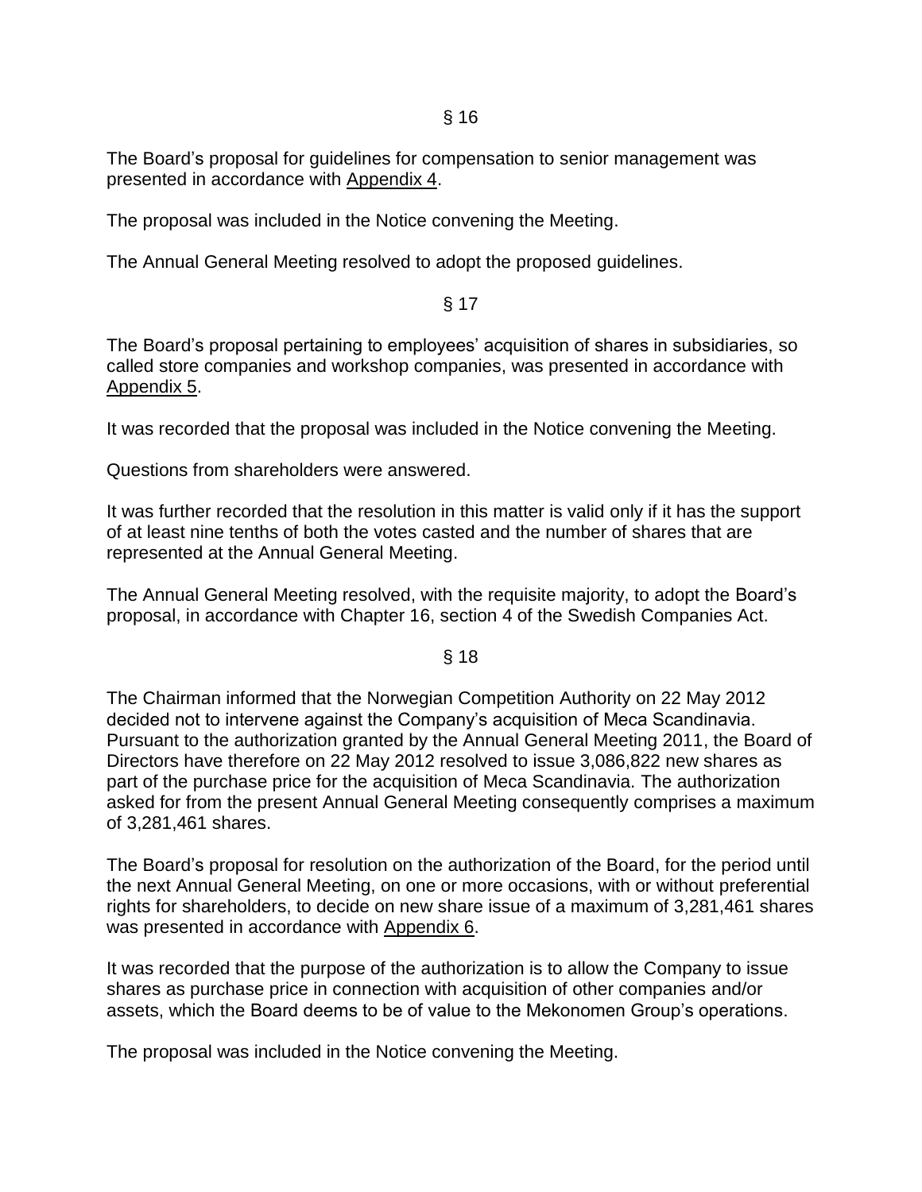§ 16

The Board's proposal for guidelines for compensation to senior management was presented in accordance with Appendix 4.

The proposal was included in the Notice convening the Meeting.

The Annual General Meeting resolved to adopt the proposed guidelines.

§ 17

The Board's proposal pertaining to employees' acquisition of shares in subsidiaries, so called store companies and workshop companies, was presented in accordance with Appendix 5.

It was recorded that the proposal was included in the Notice convening the Meeting.

Questions from shareholders were answered.

It was further recorded that the resolution in this matter is valid only if it has the support of at least nine tenths of both the votes casted and the number of shares that are represented at the Annual General Meeting.

The Annual General Meeting resolved, with the requisite majority, to adopt the Board's proposal, in accordance with Chapter 16, section 4 of the Swedish Companies Act.

§ 18

The Chairman informed that the Norwegian Competition Authority on 22 May 2012 decided not to intervene against the Company's acquisition of Meca Scandinavia. Pursuant to the authorization granted by the Annual General Meeting 2011, the Board of Directors have therefore on 22 May 2012 resolved to issue 3,086,822 new shares as part of the purchase price for the acquisition of Meca Scandinavia. The authorization asked for from the present Annual General Meeting consequently comprises a maximum of 3,281,461 shares.

The Board's proposal for resolution on the authorization of the Board, for the period until the next Annual General Meeting, on one or more occasions, with or without preferential rights for shareholders, to decide on new share issue of a maximum of 3,281,461 shares was presented in accordance with Appendix 6.

It was recorded that the purpose of the authorization is to allow the Company to issue shares as purchase price in connection with acquisition of other companies and/or assets, which the Board deems to be of value to the Mekonomen Group's operations.

The proposal was included in the Notice convening the Meeting.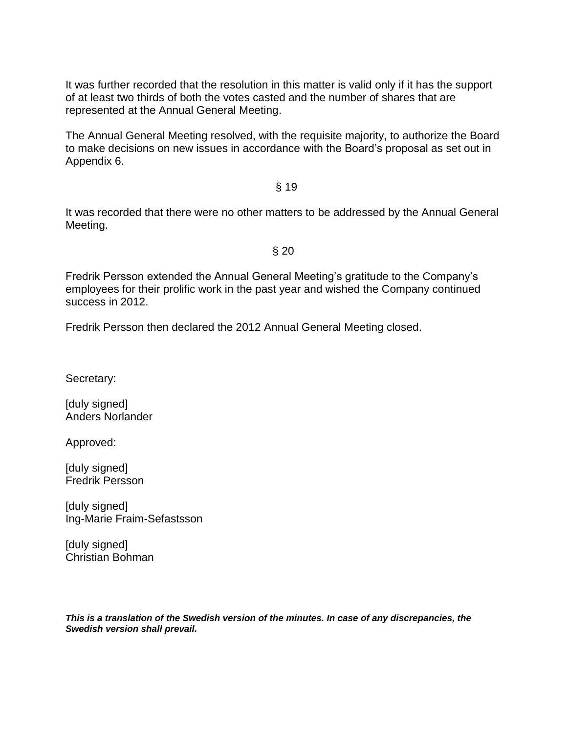It was further recorded that the resolution in this matter is valid only if it has the support of at least two thirds of both the votes casted and the number of shares that are represented at the Annual General Meeting.

The Annual General Meeting resolved, with the requisite majority, to authorize the Board to make decisions on new issues in accordance with the Board's proposal as set out in Appendix 6.

§ 19

It was recorded that there were no other matters to be addressed by the Annual General Meeting.

§ 20

Fredrik Persson extended the Annual General Meeting's gratitude to the Company's employees for their prolific work in the past year and wished the Company continued success in 2012.

Fredrik Persson then declared the 2012 Annual General Meeting closed.

Secretary:

[duly signed]
Anders Norlander

Approved:

[duly signed]
Fredrik Persson

[duly signed]
Ing-Marie Fraim-Sefastsson

[duly signed]
Christian Bohman

***This is a translation of the Swedish version of the minutes. In case of any discrepancies, the Swedish version shall prevail.***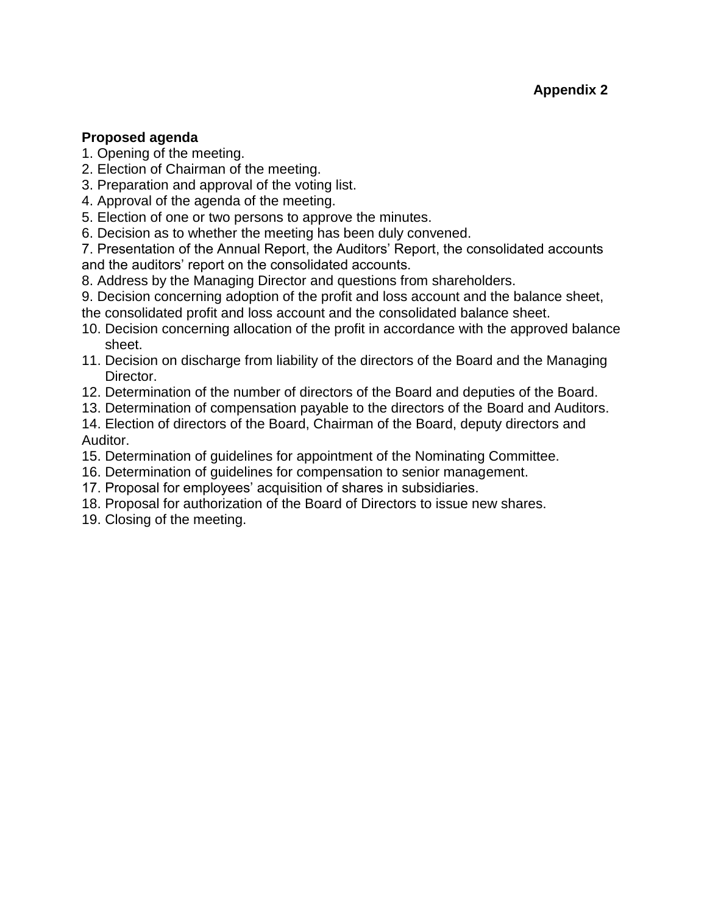**Appendix 2**

**Proposed agenda**

1. Opening of the meeting.
2. Election of Chairman of the meeting.
3. Preparation and approval of the voting list.
4. Approval of the agenda of the meeting.
5. Election of one or two persons to approve the minutes.
6. Decision as to whether the meeting has been duly convened.
7. Presentation of the Annual Report, the Auditors' Report, the consolidated accounts and the auditors' report on the consolidated accounts.
8. Address by the Managing Director and questions from shareholders.
9. Decision concerning adoption of the profit and loss account and the balance sheet, the consolidated profit and loss account and the consolidated balance sheet.
10. Decision concerning allocation of the profit in accordance with the approved balance sheet.
11. Decision on discharge from liability of the directors of the Board and the Managing Director.
12. Determination of the number of directors of the Board and deputies of the Board.
13. Determination of compensation payable to the directors of the Board and Auditors.
14. Election of directors of the Board, Chairman of the Board, deputy directors and Auditor.
15. Determination of guidelines for appointment of the Nominating Committee.
16. Determination of guidelines for compensation to senior management.
17. Proposal for employees' acquisition of shares in subsidiaries.
18. Proposal for authorization of the Board of Directors to issue new shares.
19. Closing of the meeting.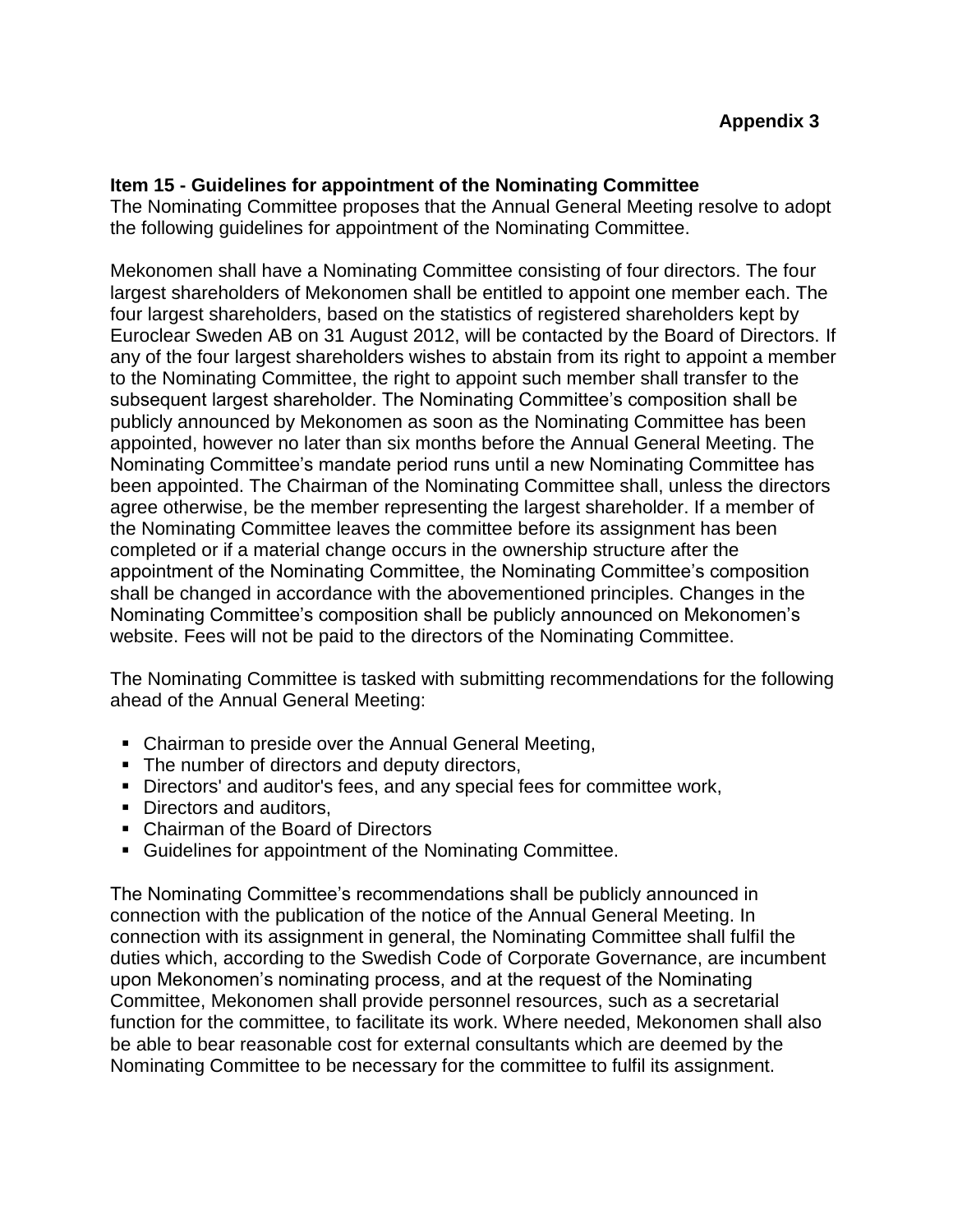**Appendix 3**

**Item 15 - Guidelines for appointment of the Nominating Committee**

The Nominating Committee proposes that the Annual General Meeting resolve to adopt the following guidelines for appointment of the Nominating Committee.

Mekonomen shall have a Nominating Committee consisting of four directors. The four largest shareholders of Mekonomen shall be entitled to appoint one member each. The four largest shareholders, based on the statistics of registered shareholders kept by Euroclear Sweden AB on 31 August 2012, will be contacted by the Board of Directors. If any of the four largest shareholders wishes to abstain from its right to appoint a member to the Nominating Committee, the right to appoint such member shall transfer to the subsequent largest shareholder. The Nominating Committee's composition shall be publicly announced by Mekonomen as soon as the Nominating Committee has been appointed, however no later than six months before the Annual General Meeting. The Nominating Committee's mandate period runs until a new Nominating Committee has been appointed. The Chairman of the Nominating Committee shall, unless the directors agree otherwise, be the member representing the largest shareholder. If a member of the Nominating Committee leaves the committee before its assignment has been completed or if a material change occurs in the ownership structure after the appointment of the Nominating Committee, the Nominating Committee's composition shall be changed in accordance with the abovementioned principles. Changes in the Nominating Committee's composition shall be publicly announced on Mekonomen's website. Fees will not be paid to the directors of the Nominating Committee.

The Nominating Committee is tasked with submitting recommendations for the following ahead of the Annual General Meeting:

- Chairman to preside over the Annual General Meeting,
- The number of directors and deputy directors,
- Directors' and auditor's fees, and any special fees for committee work,
- Directors and auditors,
- Chairman of the Board of Directors
- Guidelines for appointment of the Nominating Committee.

The Nominating Committee's recommendations shall be publicly announced in connection with the publication of the notice of the Annual General Meeting. In connection with its assignment in general, the Nominating Committee shall fulfil the duties which, according to the Swedish Code of Corporate Governance, are incumbent upon Mekonomen's nominating process, and at the request of the Nominating Committee, Mekonomen shall provide personnel resources, such as a secretarial function for the committee, to facilitate its work. Where needed, Mekonomen shall also be able to bear reasonable cost for external consultants which are deemed by the Nominating Committee to be necessary for the committee to fulfil its assignment.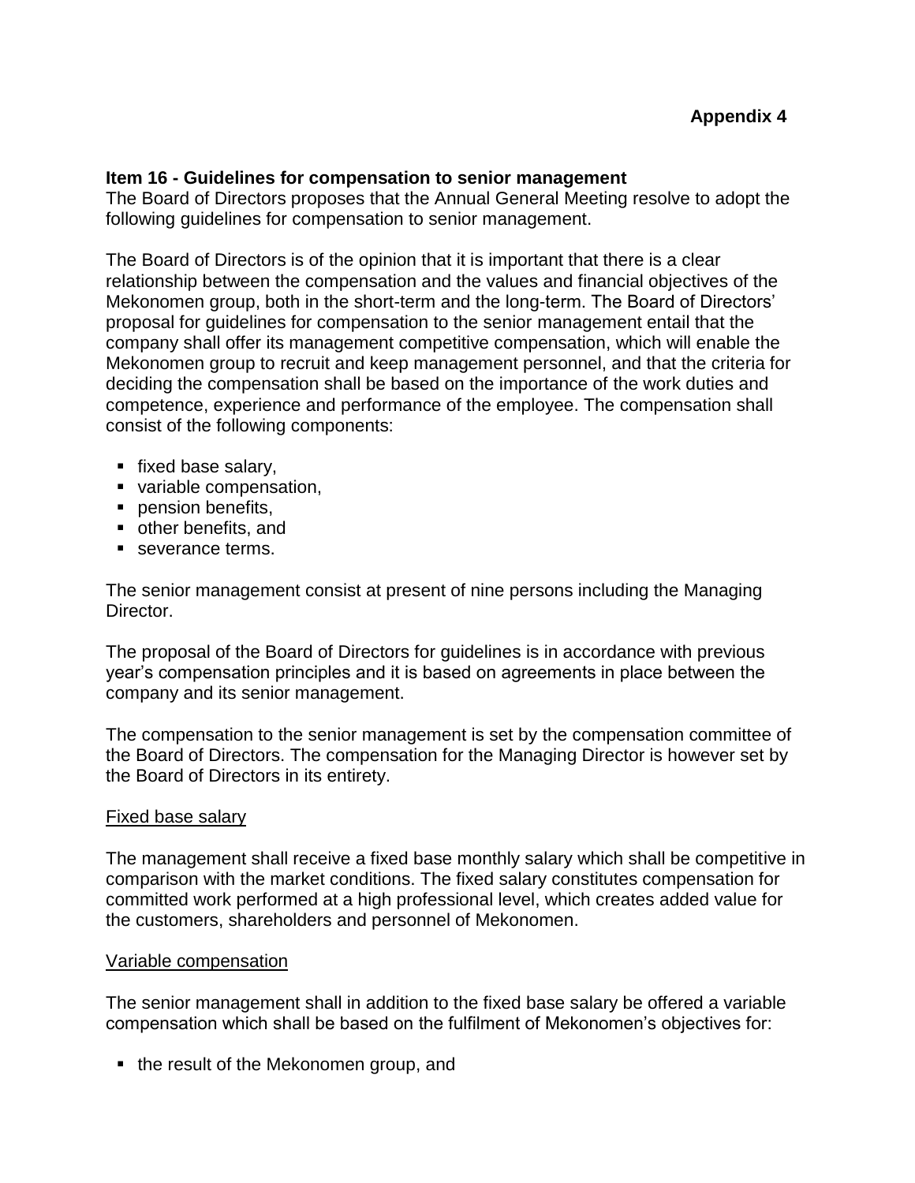**Appendix 4**

**Item 16 - Guidelines for compensation to senior management**

The Board of Directors proposes that the Annual General Meeting resolve to adopt the following guidelines for compensation to senior management.

The Board of Directors is of the opinion that it is important that there is a clear relationship between the compensation and the values and financial objectives of the Mekonomen group, both in the short-term and the long-term. The Board of Directors' proposal for guidelines for compensation to the senior management entail that the company shall offer its management competitive compensation, which will enable the Mekonomen group to recruit and keep management personnel, and that the criteria for deciding the compensation shall be based on the importance of the work duties and competence, experience and performance of the employee. The compensation shall consist of the following components:

- fixed base salary,
- variable compensation,
- pension benefits,
- other benefits, and
- severance terms.

The senior management consist at present of nine persons including the Managing Director.

The proposal of the Board of Directors for guidelines is in accordance with previous year's compensation principles and it is based on agreements in place between the company and its senior management.

The compensation to the senior management is set by the compensation committee of the Board of Directors. The compensation for the Managing Director is however set by the Board of Directors in its entirety.

Fixed base salary

The management shall receive a fixed base monthly salary which shall be competitive in comparison with the market conditions. The fixed salary constitutes compensation for committed work performed at a high professional level, which creates added value for the customers, shareholders and personnel of Mekonomen.

Variable compensation

The senior management shall in addition to the fixed base salary be offered a variable compensation which shall be based on the fulfilment of Mekonomen's objectives for:

- the result of the Mekonomen group, and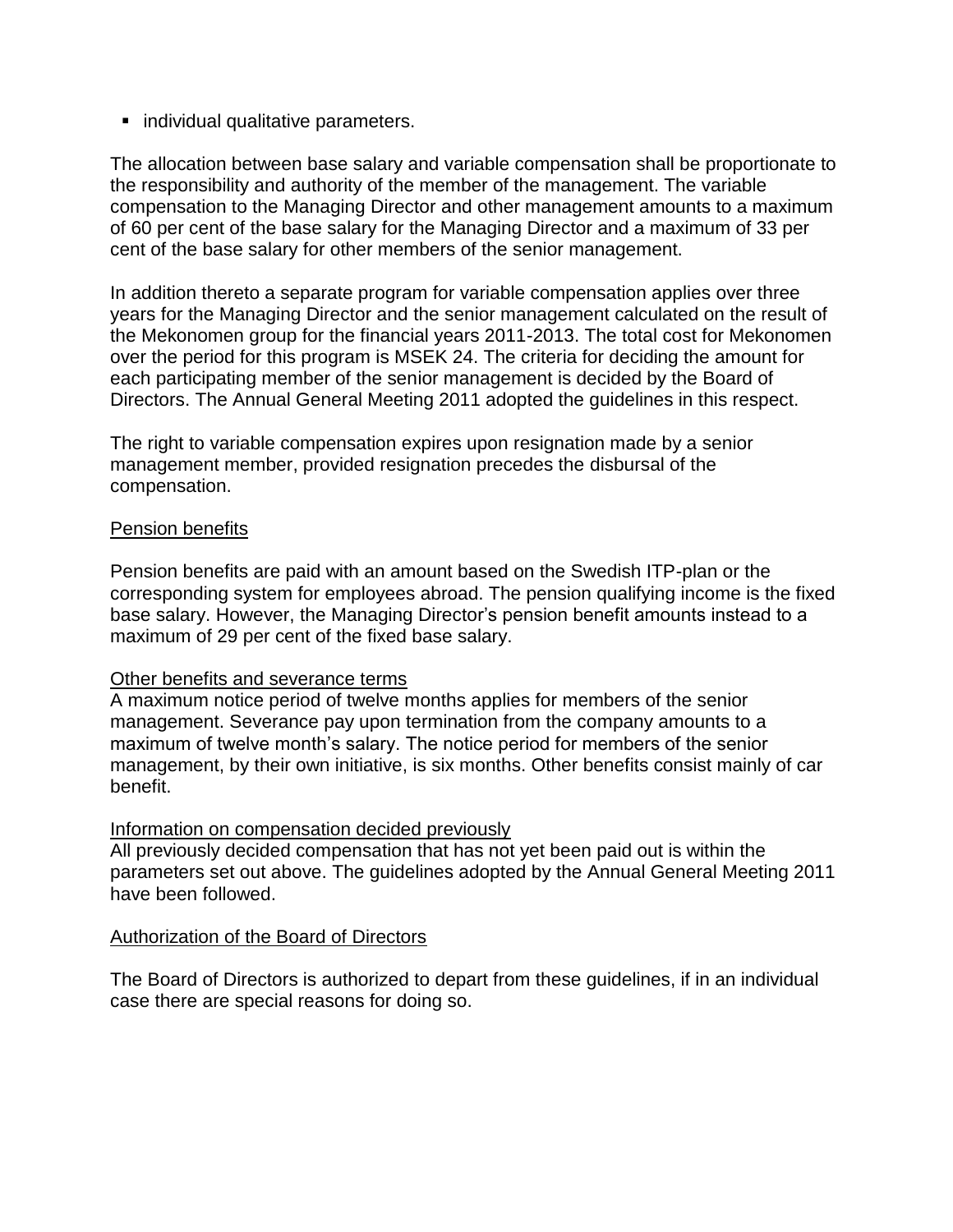- individual qualitative parameters.

The allocation between base salary and variable compensation shall be proportionate to the responsibility and authority of the member of the management. The variable compensation to the Managing Director and other management amounts to a maximum of 60 per cent of the base salary for the Managing Director and a maximum of 33 per cent of the base salary for other members of the senior management.

In addition thereto a separate program for variable compensation applies over three years for the Managing Director and the senior management calculated on the result of the Mekonomen group for the financial years 2011-2013. The total cost for Mekonomen over the period for this program is MSEK 24. The criteria for deciding the amount for each participating member of the senior management is decided by the Board of Directors. The Annual General Meeting 2011 adopted the guidelines in this respect.

The right to variable compensation expires upon resignation made by a senior management member, provided resignation precedes the disbursal of the compensation.

Pension benefits

Pension benefits are paid with an amount based on the Swedish ITP-plan or the corresponding system for employees abroad. The pension qualifying income is the fixed base salary. However, the Managing Director's pension benefit amounts instead to a maximum of 29 per cent of the fixed base salary.

Other benefits and severance terms

A maximum notice period of twelve months applies for members of the senior management. Severance pay upon termination from the company amounts to a maximum of twelve month's salary. The notice period for members of the senior management, by their own initiative, is six months. Other benefits consist mainly of car benefit.

Information on compensation decided previously

All previously decided compensation that has not yet been paid out is within the parameters set out above. The guidelines adopted by the Annual General Meeting 2011 have been followed.

Authorization of the Board of Directors

The Board of Directors is authorized to depart from these guidelines, if in an individual case there are special reasons for doing so.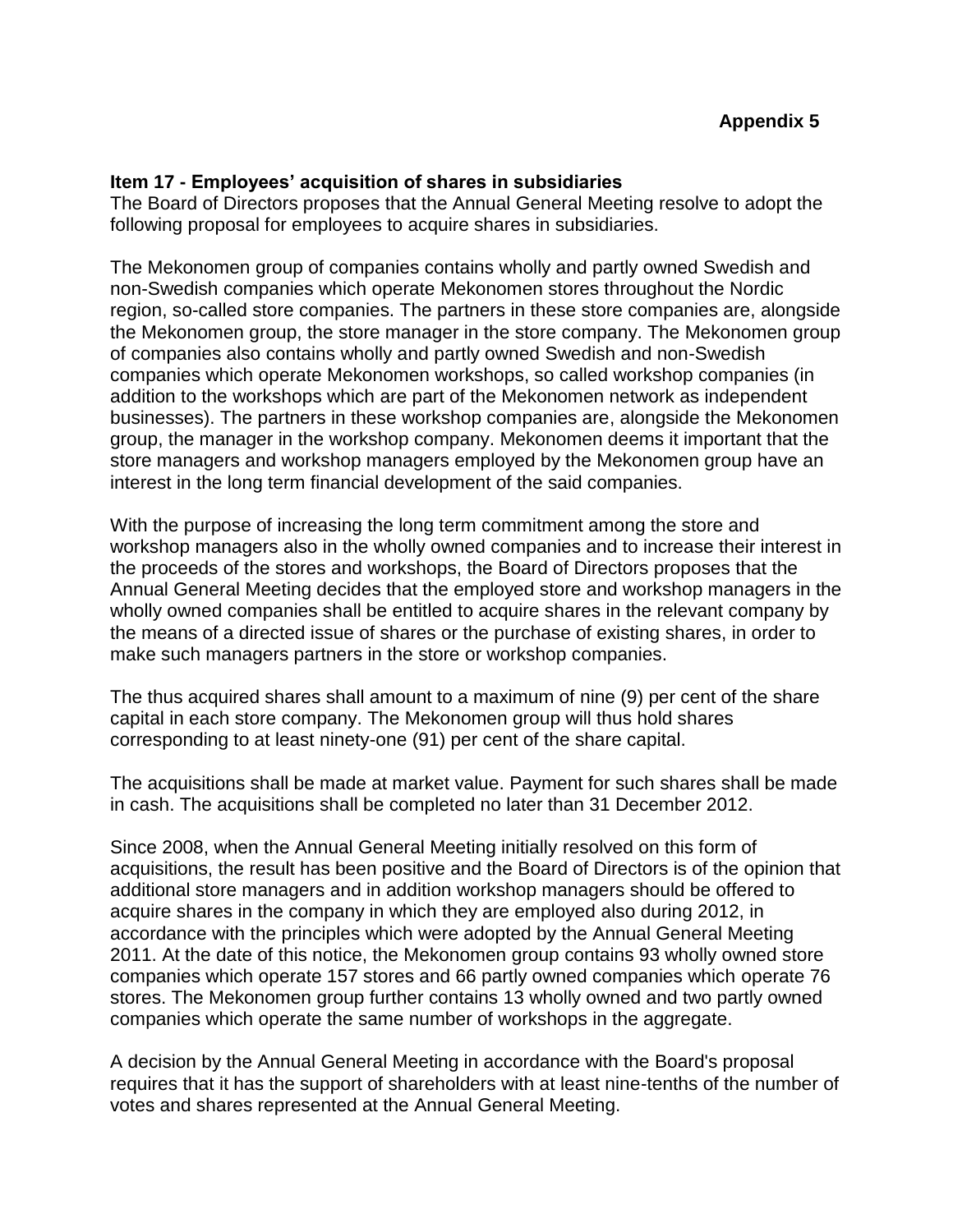**Appendix 5**

**Item 17 - Employees' acquisition of shares in subsidiaries**

The Board of Directors proposes that the Annual General Meeting resolve to adopt the following proposal for employees to acquire shares in subsidiaries.

The Mekonomen group of companies contains wholly and partly owned Swedish and non-Swedish companies which operate Mekonomen stores throughout the Nordic region, so-called store companies. The partners in these store companies are, alongside the Mekonomen group, the store manager in the store company. The Mekonomen group of companies also contains wholly and partly owned Swedish and non-Swedish companies which operate Mekonomen workshops, so called workshop companies (in addition to the workshops which are part of the Mekonomen network as independent businesses). The partners in these workshop companies are, alongside the Mekonomen group, the manager in the workshop company. Mekonomen deems it important that the store managers and workshop managers employed by the Mekonomen group have an interest in the long term financial development of the said companies.

With the purpose of increasing the long term commitment among the store and workshop managers also in the wholly owned companies and to increase their interest in the proceeds of the stores and workshops, the Board of Directors proposes that the Annual General Meeting decides that the employed store and workshop managers in the wholly owned companies shall be entitled to acquire shares in the relevant company by the means of a directed issue of shares or the purchase of existing shares, in order to make such managers partners in the store or workshop companies.

The thus acquired shares shall amount to a maximum of nine (9) per cent of the share capital in each store company. The Mekonomen group will thus hold shares corresponding to at least ninety-one (91) per cent of the share capital.

The acquisitions shall be made at market value. Payment for such shares shall be made in cash. The acquisitions shall be completed no later than 31 December 2012.

Since 2008, when the Annual General Meeting initially resolved on this form of acquisitions, the result has been positive and the Board of Directors is of the opinion that additional store managers and in addition workshop managers should be offered to acquire shares in the company in which they are employed also during 2012, in accordance with the principles which were adopted by the Annual General Meeting 2011. At the date of this notice, the Mekonomen group contains 93 wholly owned store companies which operate 157 stores and 66 partly owned companies which operate 76 stores. The Mekonomen group further contains 13 wholly owned and two partly owned companies which operate the same number of workshops in the aggregate.

A decision by the Annual General Meeting in accordance with the Board's proposal requires that it has the support of shareholders with at least nine-tenths of the number of votes and shares represented at the Annual General Meeting.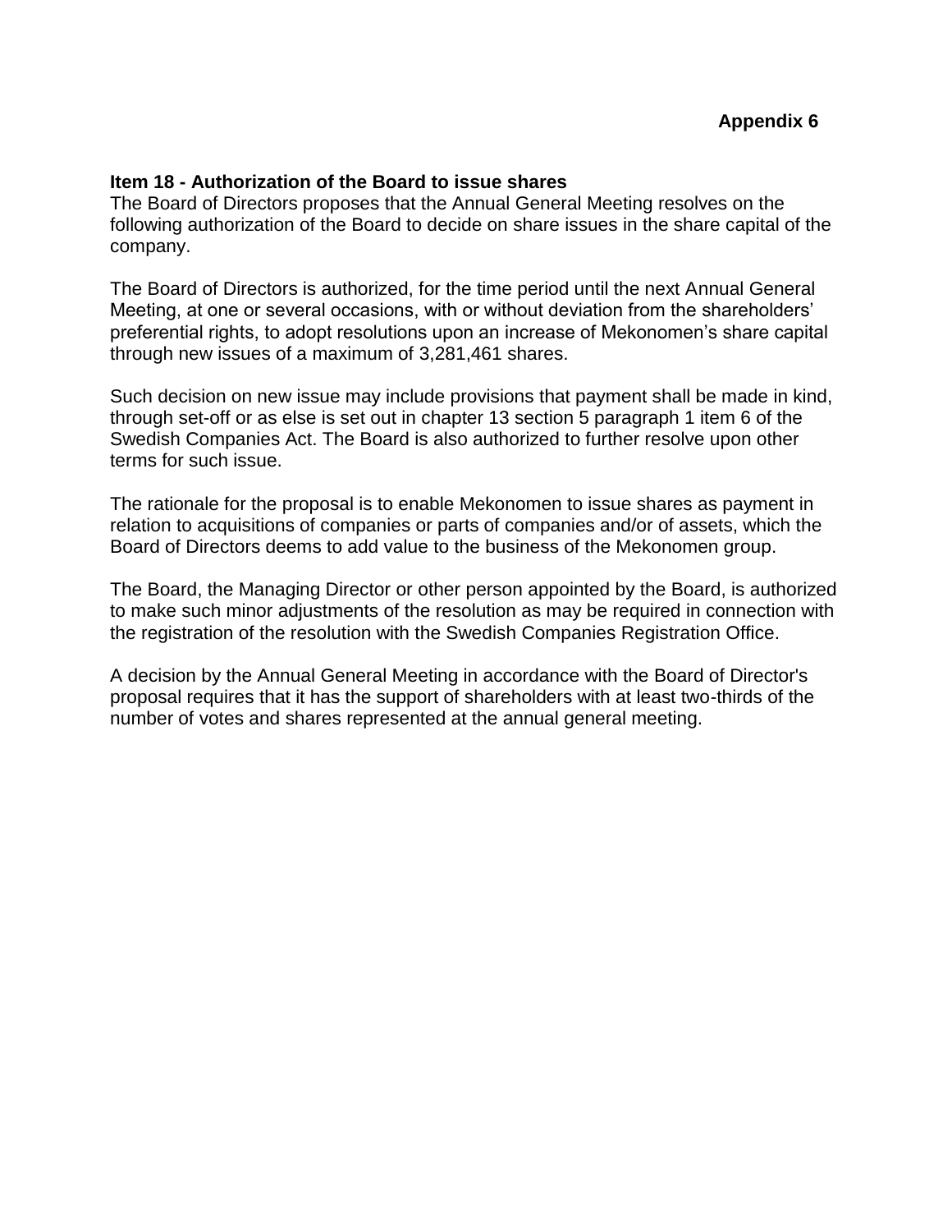**Appendix 6**

**Item 18 - Authorization of the Board to issue shares**

The Board of Directors proposes that the Annual General Meeting resolves on the following authorization of the Board to decide on share issues in the share capital of the company.

The Board of Directors is authorized, for the time period until the next Annual General Meeting, at one or several occasions, with or without deviation from the shareholders' preferential rights, to adopt resolutions upon an increase of Mekonomen's share capital through new issues of a maximum of 3,281,461 shares.

Such decision on new issue may include provisions that payment shall be made in kind, through set-off or as else is set out in chapter 13 section 5 paragraph 1 item 6 of the Swedish Companies Act. The Board is also authorized to further resolve upon other terms for such issue.

The rationale for the proposal is to enable Mekonomen to issue shares as payment in relation to acquisitions of companies or parts of companies and/or of assets, which the Board of Directors deems to add value to the business of the Mekonomen group.

The Board, the Managing Director or other person appointed by the Board, is authorized to make such minor adjustments of the resolution as may be required in connection with the registration of the resolution with the Swedish Companies Registration Office.

A decision by the Annual General Meeting in accordance with the Board of Director's proposal requires that it has the support of shareholders with at least two-thirds of the number of votes and shares represented at the annual general meeting.